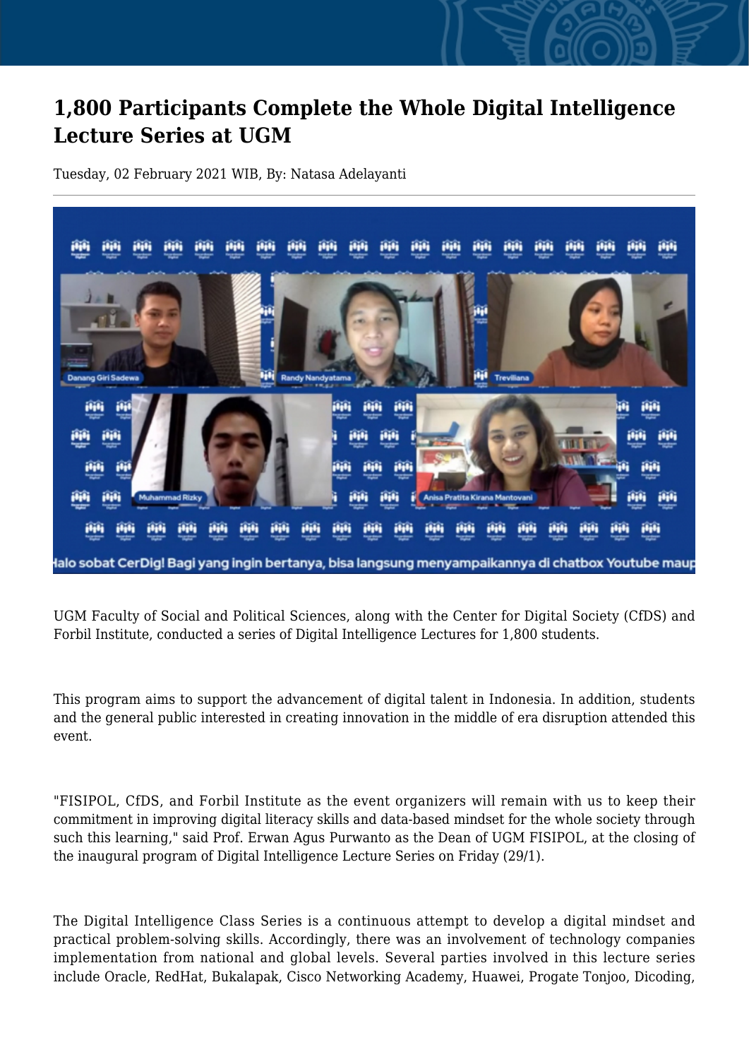# 1,800 Participants Complete the Whole Digital Intelligence Lecture Series at UGM

Tuesday, 02 February 2021 WIB, By: Natasa Adelayanti

UGM Faculty of Social and Political Sciences, along with the Center for Digital Society (CfDS) and Forbil Institute, conducted a series of Digital Intelligence Lectures for 1,800 students.

This program aims to support the advancement of digital talent in Indonesia. In addition, students and the general public interested in creating innovation in the middle of era disruption attended this event.

"FISIPOL, CfDS, and Forbil Institute as the event organizers will remain with us to keep their commitment in improving digital literacy skills and data-based mindset for the whole society through such this learning," said Prof. Erwan Agus Purwanto as the Dean of UGM FISIPOL, at the closing of the inaugural program of Digital Intelligence Lecture Series on Friday (29/1).

The Digital Intelligence Class Series is a continuous attempt to develop a digital mindset and practical problem-solving skills. Accordingly, there was an involvement of technology companies implementation from national and global levels. Several parties involved in this lecture series include Oracle, RedHat, Bukalapak, Cisco Networking Academy, Huawei, Progate Tonjoo, Dicoding,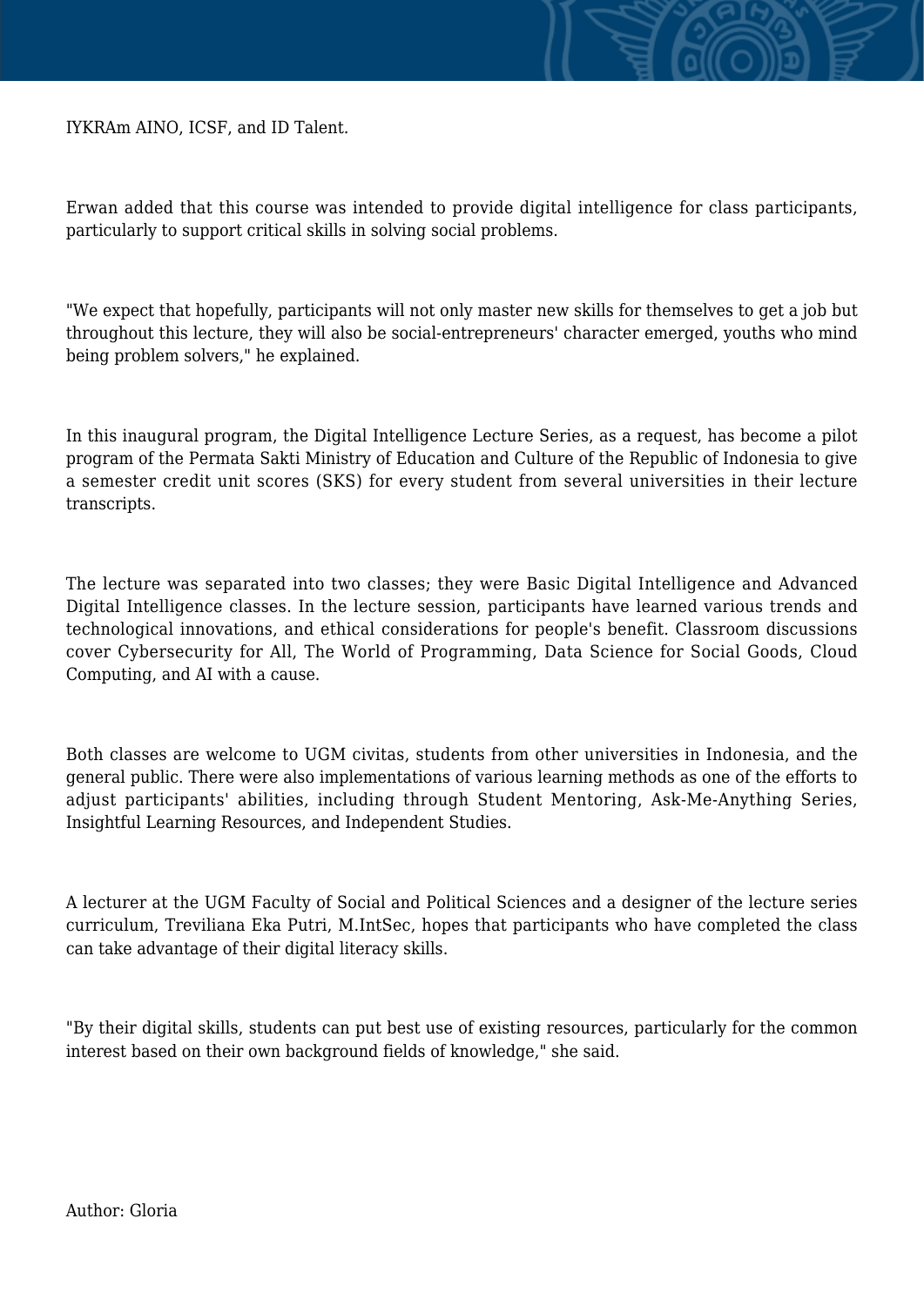IYKRAm AINO, ICSF, and ID Talent.

Erwan added that this course was intended to provide digital intelligence for class participants, particularly to support critical skills in solving social problems.

"We expect that hopefully, participants will not only master new skills for themselves to get a job but throughout this lecture, they will also be social-entrepreneurs' character emerged, youths who mind being problem solvers," he explained.

In this inaugural program, the Digital Intelligence Lecture Series, as a request, has become a pilot program of the Permata Sakti Ministry of Education and Culture of the Republic of Indonesia to give a semester credit unit scores (SKS) for every student from several universities in their lecture transcripts.

The lecture was separated into two classes; they were Basic Digital Intelligence and Advanced Digital Intelligence classes. In the lecture session, participants have learned various trends and technological innovations, and ethical considerations for people's benefit. Classroom discussions cover Cybersecurity for All, The World of Programming, Data Science for Social Goods, Cloud Computing, and AI with a cause.

Both classes are welcome to UGM civitas, students from other universities in Indonesia, and the general public. There were also implementations of various learning methods as one of the efforts to adjust participants' abilities, including through Student Mentoring, Ask-Me-Anything Series, Insightful Learning Resources, and Independent Studies.

A lecturer at the UGM Faculty of Social and Political Sciences and a designer of the lecture series curriculum, Treviliana Eka Putri, M.IntSec, hopes that participants who have completed the class can take advantage of their digital literacy skills.

"By their digital skills, students can put best use of existing resources, particularly for the common interest based on their own background fields of knowledge," she said.

Author: Gloria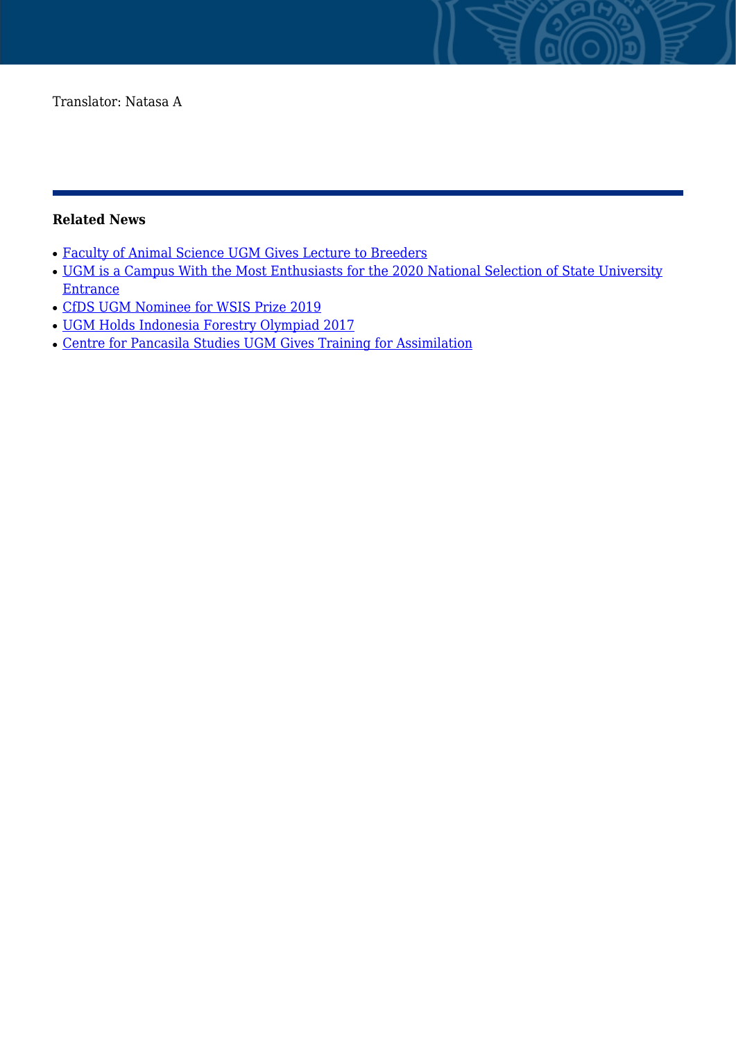Translator: Natasa A

---

**Related News**

- Faculty of Animal Science UGM Gives Lecture to Breeders
- UGM is a Campus With the Most Enthusiasts for the 2020 National Selection of State University Entrance
- CfDS UGM Nominee for WSIS Prize 2019
- UGM Holds Indonesia Forestry Olympiad 2017
- Centre for Pancasila Studies UGM Gives Training for Assimilation